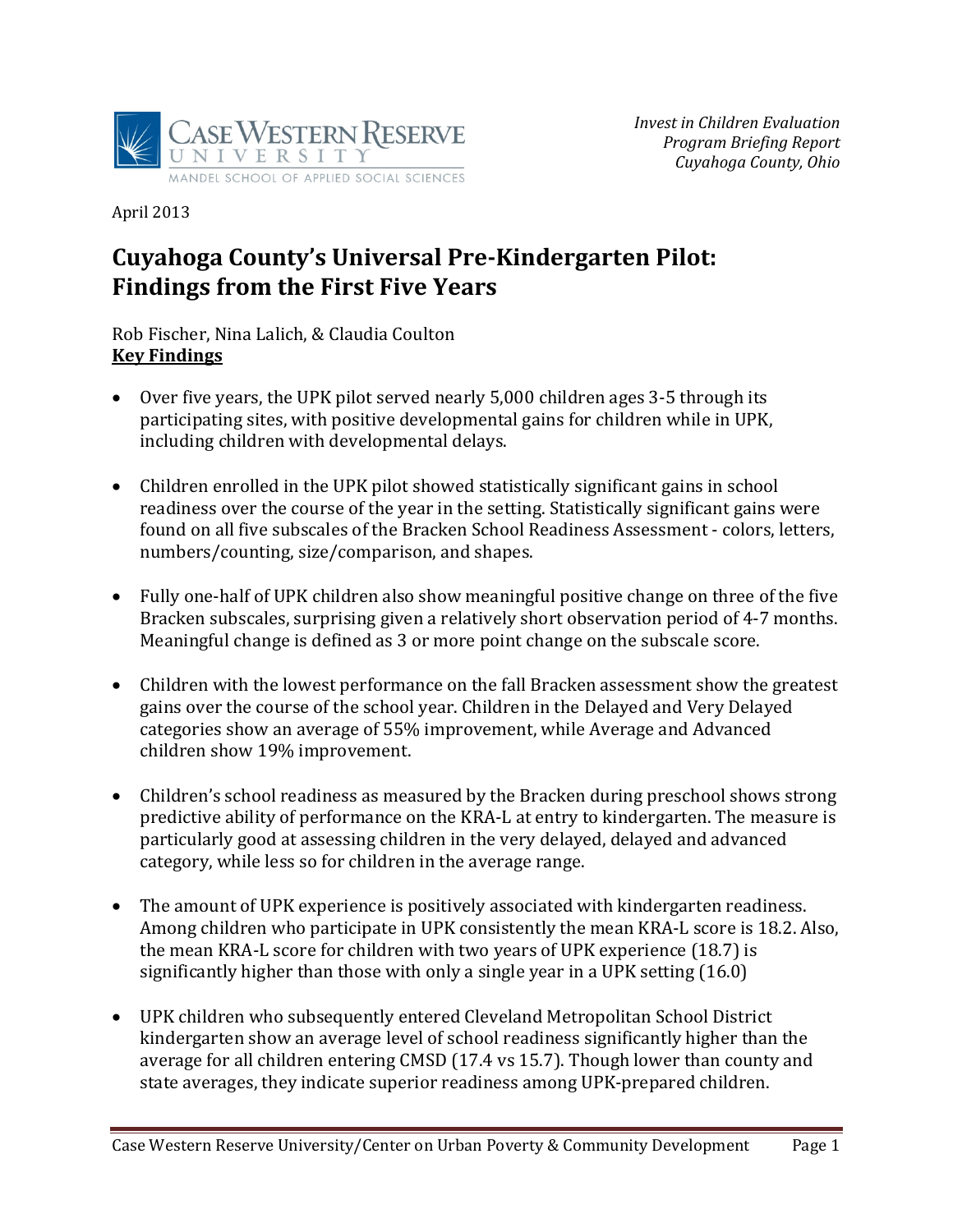*Invest in Children Evaluation*
*Program Briefing Report*
*Cuyahoga County, Ohio*

CASE WESTERN RESERVE UNIVERSITY
MANDEL SCHOOL OF APPLIED SOCIAL SCIENCES

April 2013

# Cuyahoga County's Universal Pre-Kindergarten Pilot: Findings from the First Five Years

Rob Fischer, Nina Lalich, & Claudia Coulton

**Key Findings**

- Over five years, the UPK pilot served nearly 5,000 children ages 3-5 through its participating sites, with positive developmental gains for children while in UPK, including children with developmental delays.

- Children enrolled in the UPK pilot showed statistically significant gains in school readiness over the course of the year in the setting. Statistically significant gains were found on all five subscales of the Bracken School Readiness Assessment - colors, letters, numbers/counting, size/comparison, and shapes.

- Fully one-half of UPK children also show meaningful positive change on three of the five Bracken subscales, surprising given a relatively short observation period of 4-7 months. Meaningful change is defined as 3 or more point change on the subscale score.

- Children with the lowest performance on the fall Bracken assessment show the greatest gains over the course of the school year. Children in the Delayed and Very Delayed categories show an average of 55% improvement, while Average and Advanced children show 19% improvement.

- Children's school readiness as measured by the Bracken during preschool shows strong predictive ability of performance on the KRA-L at entry to kindergarten. The measure is particularly good at assessing children in the very delayed, delayed and advanced category, while less so for children in the average range.

- The amount of UPK experience is positively associated with kindergarten readiness. Among children who participate in UPK consistently the mean KRA-L score is 18.2. Also, the mean KRA-L score for children with two years of UPK experience (18.7) is significantly higher than those with only a single year in a UPK setting (16.0)

- UPK children who subsequently entered Cleveland Metropolitan School District kindergarten show an average level of school readiness significantly higher than the average for all children entering CMSD (17.4 vs 15.7). Though lower than county and state averages, they indicate superior readiness among UPK-prepared children.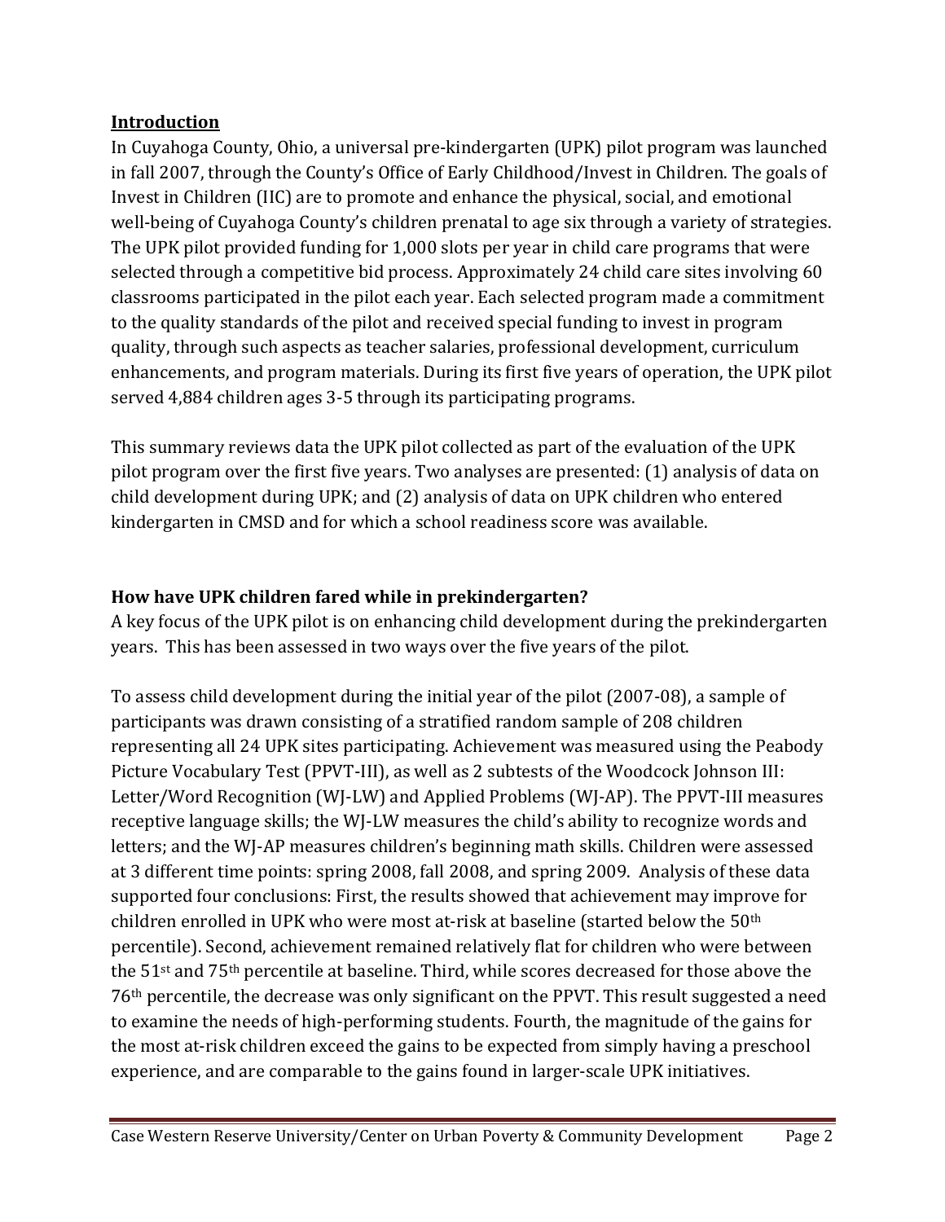## Introduction

In Cuyahoga County, Ohio, a universal pre-kindergarten (UPK) pilot program was launched in fall 2007, through the County's Office of Early Childhood/Invest in Children. The goals of Invest in Children (IIC) are to promote and enhance the physical, social, and emotional well-being of Cuyahoga County's children prenatal to age six through a variety of strategies. The UPK pilot provided funding for 1,000 slots per year in child care programs that were selected through a competitive bid process. Approximately 24 child care sites involving 60 classrooms participated in the pilot each year. Each selected program made a commitment to the quality standards of the pilot and received special funding to invest in program quality, through such aspects as teacher salaries, professional development, curriculum enhancements, and program materials. During its first five years of operation, the UPK pilot served 4,884 children ages 3-5 through its participating programs.

This summary reviews data the UPK pilot collected as part of the evaluation of the UPK pilot program over the first five years. Two analyses are presented: (1) analysis of data on child development during UPK; and (2) analysis of data on UPK children who entered kindergarten in CMSD and for which a school readiness score was available.

### How have UPK children fared while in prekindergarten?

A key focus of the UPK pilot is on enhancing child development during the prekindergarten years. This has been assessed in two ways over the five years of the pilot.

To assess child development during the initial year of the pilot (2007-08), a sample of participants was drawn consisting of a stratified random sample of 208 children representing all 24 UPK sites participating. Achievement was measured using the Peabody Picture Vocabulary Test (PPVT-III), as well as 2 subtests of the Woodcock Johnson III: Letter/Word Recognition (WJ-LW) and Applied Problems (WJ-AP). The PPVT-III measures receptive language skills; the WJ-LW measures the child's ability to recognize words and letters; and the WJ-AP measures children's beginning math skills. Children were assessed at 3 different time points: spring 2008, fall 2008, and spring 2009. Analysis of these data supported four conclusions: First, the results showed that achievement may improve for children enrolled in UPK who were most at-risk at baseline (started below the 50th percentile). Second, achievement remained relatively flat for children who were between the 51st and 75th percentile at baseline. Third, while scores decreased for those above the 76th percentile, the decrease was only significant on the PPVT. This result suggested a need to examine the needs of high-performing students. Fourth, the magnitude of the gains for the most at-risk children exceed the gains to be expected from simply having a preschool experience, and are comparable to the gains found in larger-scale UPK initiatives.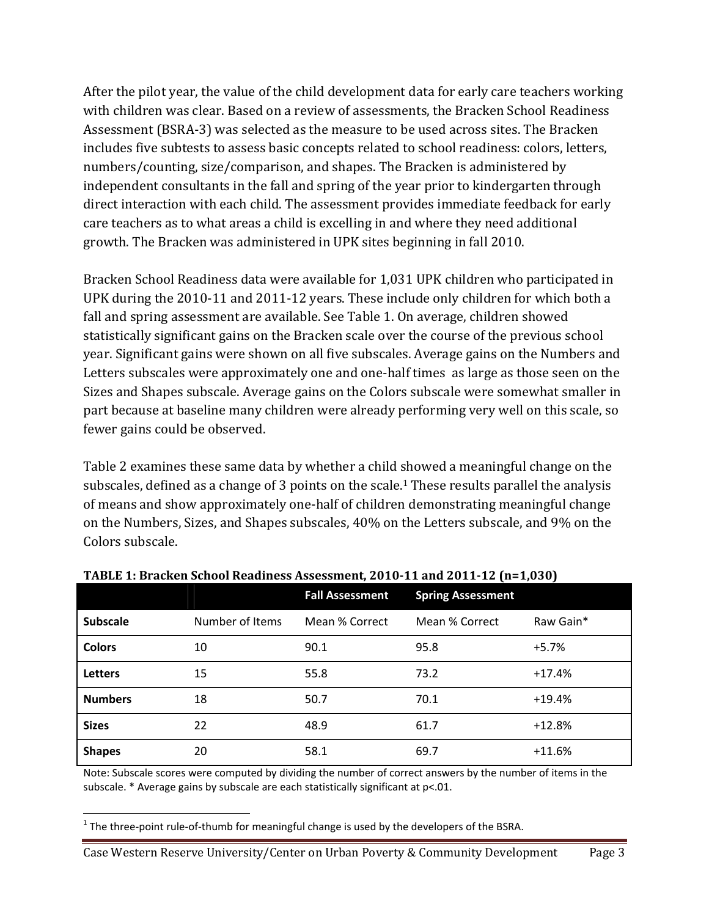After the pilot year, the value of the child development data for early care teachers working with children was clear. Based on a review of assessments, the Bracken School Readiness Assessment (BSRA-3) was selected as the measure to be used across sites. The Bracken includes five subtests to assess basic concepts related to school readiness: colors, letters, numbers/counting, size/comparison, and shapes. The Bracken is administered by independent consultants in the fall and spring of the year prior to kindergarten through direct interaction with each child. The assessment provides immediate feedback for early care teachers as to what areas a child is excelling in and where they need additional growth. The Bracken was administered in UPK sites beginning in fall 2010.

Bracken School Readiness data were available for 1,031 UPK children who participated in UPK during the 2010-11 and 2011-12 years. These include only children for which both a fall and spring assessment are available. See Table 1. On average, children showed statistically significant gains on the Bracken scale over the course of the previous school year. Significant gains were shown on all five subscales. Average gains on the Numbers and Letters subscales were approximately one and one-half times as large as those seen on the Sizes and Shapes subscale. Average gains on the Colors subscale were somewhat smaller in part because at baseline many children were already performing very well on this scale, so fewer gains could be observed.

Table 2 examines these same data by whether a child showed a meaningful change on the subscales, defined as a change of 3 points on the scale.[1] These results parallel the analysis of means and show approximately one-half of children demonstrating meaningful change on the Numbers, Sizes, and Shapes subscales, 40% on the Letters subscale, and 9% on the Colors subscale.

**TABLE 1: Bracken School Readiness Assessment, 2010-11 and 2011-12 (n=1,030)**

| | | Fall Assessment | Spring Assessment | |
|---|---|---|---|---|
| **Subscale** | Number of Items | Mean % Correct | Mean % Correct | Raw Gain* |
| **Colors** | 10 | 90.1 | 95.8 | +5.7% |
| **Letters** | 15 | 55.8 | 73.2 | +17.4% |
| **Numbers** | 18 | 50.7 | 70.1 | +19.4% |
| **Sizes** | 22 | 48.9 | 61.7 | +12.8% |
| **Shapes** | 20 | 58.1 | 69.7 | +11.6% |

Note: Subscale scores were computed by dividing the number of correct answers by the number of items in the subscale. * Average gains by subscale are each statistically significant at $p<.01$.

[1] The three-point rule-of-thumb for meaningful change is used by the developers of the BSRA.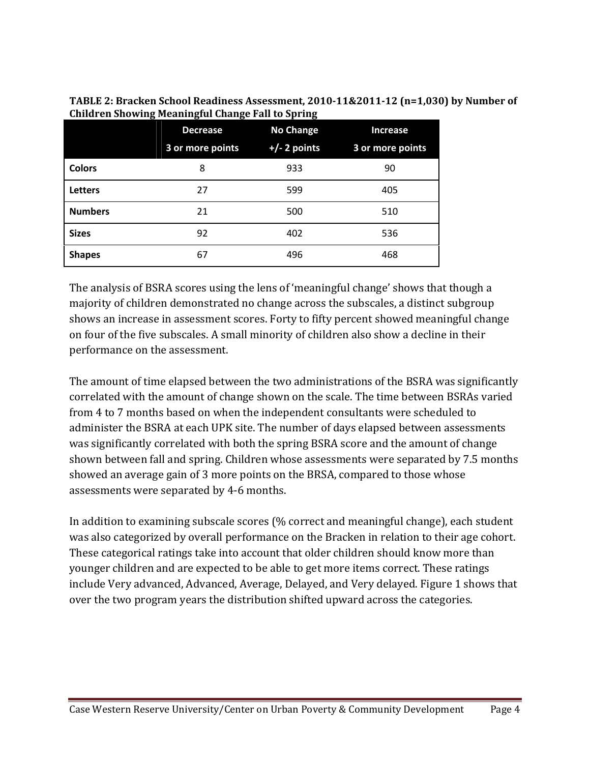**TABLE 2: Bracken School Readiness Assessment, 2010-11&2011-12 (n=1,030) by Number of Children Showing Meaningful Change Fall to Spring**

| | Decrease<br>3 or more points | No Change<br>+/- 2 points | Increase<br>3 or more points |
|---|---|---|---|
| **Colors** | 8 | 933 | 90 |
| **Letters** | 27 | 599 | 405 |
| **Numbers** | 21 | 500 | 510 |
| **Sizes** | 92 | 402 | 536 |
| **Shapes** | 67 | 496 | 468 |

The analysis of BSRA scores using the lens of 'meaningful change' shows that though a majority of children demonstrated no change across the subscales, a distinct subgroup shows an increase in assessment scores. Forty to fifty percent showed meaningful change on four of the five subscales. A small minority of children also show a decline in their performance on the assessment.

The amount of time elapsed between the two administrations of the BSRA was significantly correlated with the amount of change shown on the scale. The time between BSRAs varied from 4 to 7 months based on when the independent consultants were scheduled to administer the BSRA at each UPK site. The number of days elapsed between assessments was significantly correlated with both the spring BSRA score and the amount of change shown between fall and spring. Children whose assessments were separated by 7.5 months showed an average gain of 3 more points on the BRSA, compared to those whose assessments were separated by 4-6 months.

In addition to examining subscale scores (% correct and meaningful change), each student was also categorized by overall performance on the Bracken in relation to their age cohort. These categorical ratings take into account that older children should know more than younger children and are expected to be able to get more items correct. These ratings include Very advanced, Advanced, Average, Delayed, and Very delayed. Figure 1 shows that over the two program years the distribution shifted upward across the categories.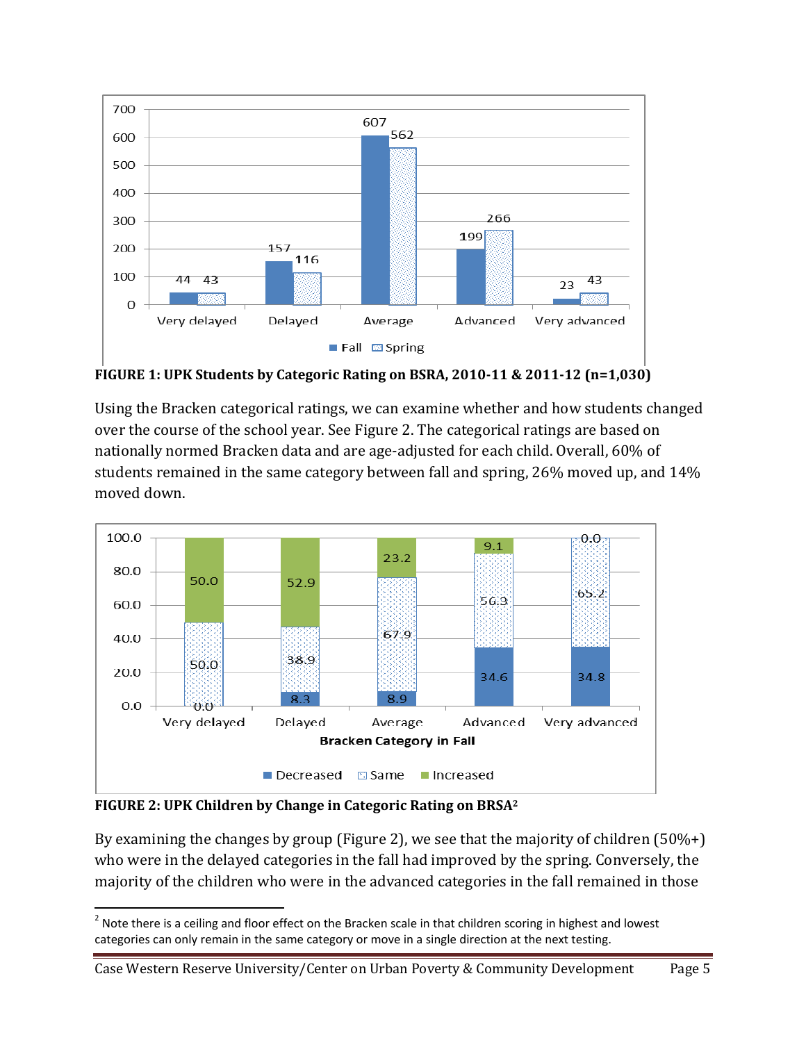**FIGURE 1: UPK Students by Categoric Rating on BSRA, 2010-11 & 2011-12 (n=1,030)**

Using the Bracken categorical ratings, we can examine whether and how students changed over the course of the school year. See Figure 2. The categorical ratings are based on nationally normed Bracken data and are age-adjusted for each child. Overall, 60% of students remained in the same category between fall and spring, 26% moved up, and 14% moved down.

**FIGURE 2: UPK Children by Change in Categoric Rating on BRSA[2]**

By examining the changes by group (Figure 2), we see that the majority of children (50%+) who were in the delayed categories in the fall had improved by the spring. Conversely, the majority of the children who were in the advanced categories in the fall remained in those

[2] Note there is a ceiling and floor effect on the Bracken scale in that children scoring in highest and lowest categories can only remain in the same category or move in a single direction at the next testing.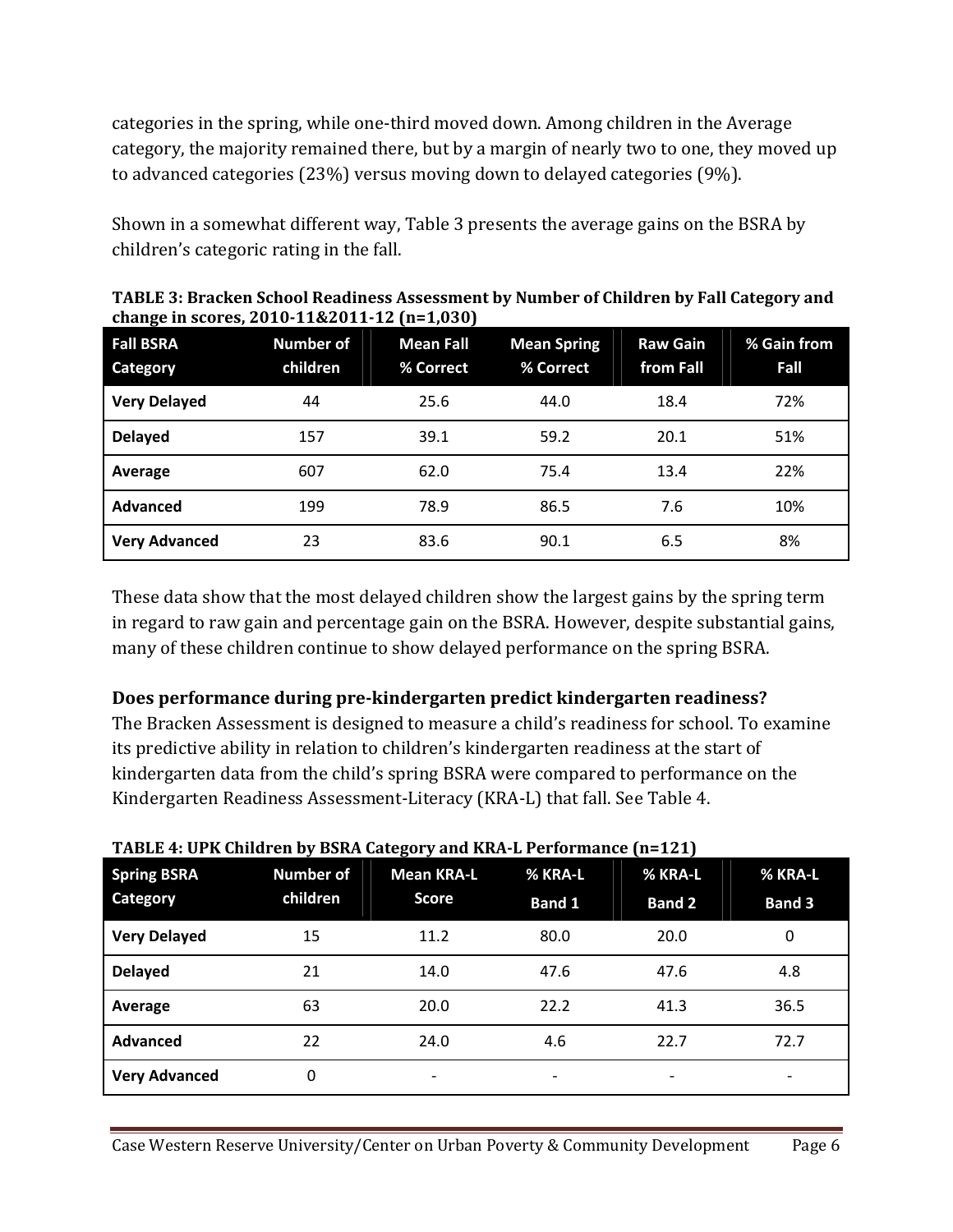categories in the spring, while one-third moved down. Among children in the Average category, the majority remained there, but by a margin of nearly two to one, they moved up to advanced categories (23%) versus moving down to delayed categories (9%).

Shown in a somewhat different way, Table 3 presents the average gains on the BSRA by children's categoric rating in the fall.

**TABLE 3: Bracken School Readiness Assessment by Number of Children by Fall Category and change in scores, 2010-11&2011-12 (n=1,030)**

| Fall BSRA Category | Number of children | Mean Fall % Correct | Mean Spring % Correct | Raw Gain from Fall | % Gain from Fall |
|---|---|---|---|---|---|
| **Very Delayed** | 44 | 25.6 | 44.0 | 18.4 | 72% |
| **Delayed** | 157 | 39.1 | 59.2 | 20.1 | 51% |
| **Average** | 607 | 62.0 | 75.4 | 13.4 | 22% |
| **Advanced** | 199 | 78.9 | 86.5 | 7.6 | 10% |
| **Very Advanced** | 23 | 83.6 | 90.1 | 6.5 | 8% |

These data show that the most delayed children show the largest gains by the spring term in regard to raw gain and percentage gain on the BSRA. However, despite substantial gains, many of these children continue to show delayed performance on the spring BSRA.

### Does performance during pre-kindergarten predict kindergarten readiness?

The Bracken Assessment is designed to measure a child's readiness for school. To examine its predictive ability in relation to children's kindergarten readiness at the start of kindergarten data from the child's spring BSRA were compared to performance on the Kindergarten Readiness Assessment-Literacy (KRA-L) that fall. See Table 4.

**TABLE 4: UPK Children by BSRA Category and KRA-L Performance (n=121)**

| Spring BSRA Category | Number of children | Mean KRA-L Score | % KRA-L Band 1 | % KRA-L Band 2 | % KRA-L Band 3 |
|---|---|---|---|---|---|
| **Very Delayed** | 15 | 11.2 | 80.0 | 20.0 | 0 |
| **Delayed** | 21 | 14.0 | 47.6 | 47.6 | 4.8 |
| **Average** | 63 | 20.0 | 22.2 | 41.3 | 36.5 |
| **Advanced** | 22 | 24.0 | 4.6 | 22.7 | 72.7 |
| **Very Advanced** | 0 | - | - | - | - |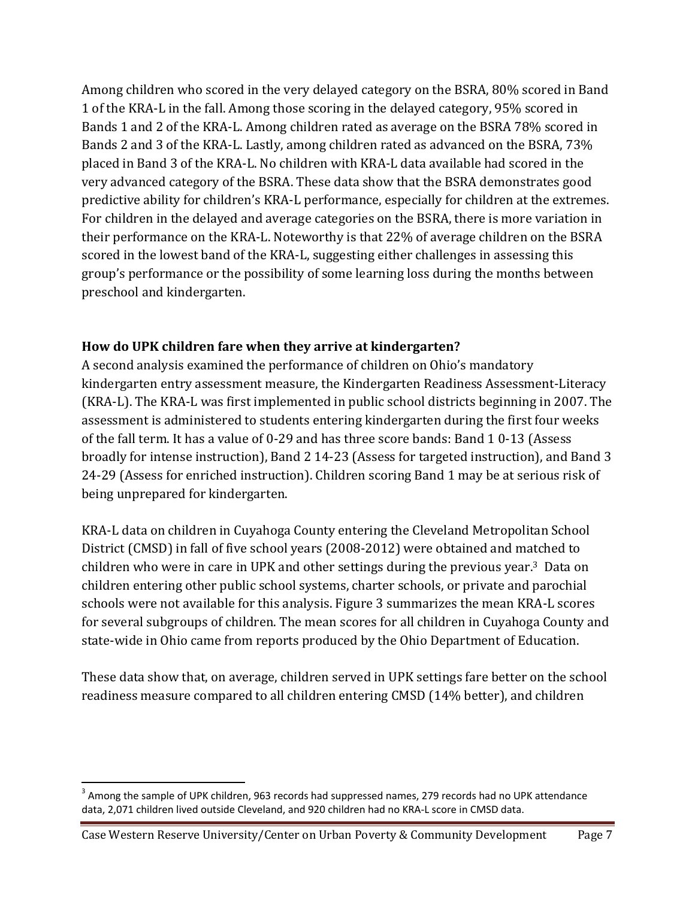Among children who scored in the very delayed category on the BSRA, 80% scored in Band 1 of the KRA-L in the fall. Among those scoring in the delayed category, 95% scored in Bands 1 and 2 of the KRA-L. Among children rated as average on the BSRA 78% scored in Bands 2 and 3 of the KRA-L. Lastly, among children rated as advanced on the BSRA, 73% placed in Band 3 of the KRA-L. No children with KRA-L data available had scored in the very advanced category of the BSRA. These data show that the BSRA demonstrates good predictive ability for children's KRA-L performance, especially for children at the extremes. For children in the delayed and average categories on the BSRA, there is more variation in their performance on the KRA-L. Noteworthy is that 22% of average children on the BSRA scored in the lowest band of the KRA-L, suggesting either challenges in assessing this group's performance or the possibility of some learning loss during the months between preschool and kindergarten.

### How do UPK children fare when they arrive at kindergarten?

A second analysis examined the performance of children on Ohio's mandatory kindergarten entry assessment measure, the Kindergarten Readiness Assessment-Literacy (KRA-L). The KRA-L was first implemented in public school districts beginning in 2007. The assessment is administered to students entering kindergarten during the first four weeks of the fall term. It has a value of 0-29 and has three score bands: Band 1 0-13 (Assess broadly for intense instruction), Band 2 14-23 (Assess for targeted instruction), and Band 3 24-29 (Assess for enriched instruction). Children scoring Band 1 may be at serious risk of being unprepared for kindergarten.

KRA-L data on children in Cuyahoga County entering the Cleveland Metropolitan School District (CMSD) in fall of five school years (2008-2012) were obtained and matched to children who were in care in UPK and other settings during the previous year.[3] Data on children entering other public school systems, charter schools, or private and parochial schools were not available for this analysis. Figure 3 summarizes the mean KRA-L scores for several subgroups of children. The mean scores for all children in Cuyahoga County and state-wide in Ohio came from reports produced by the Ohio Department of Education.

These data show that, on average, children served in UPK settings fare better on the school readiness measure compared to all children entering CMSD (14% better), and children

[3] Among the sample of UPK children, 963 records had suppressed names, 279 records had no UPK attendance data, 2,071 children lived outside Cleveland, and 920 children had no KRA-L score in CMSD data.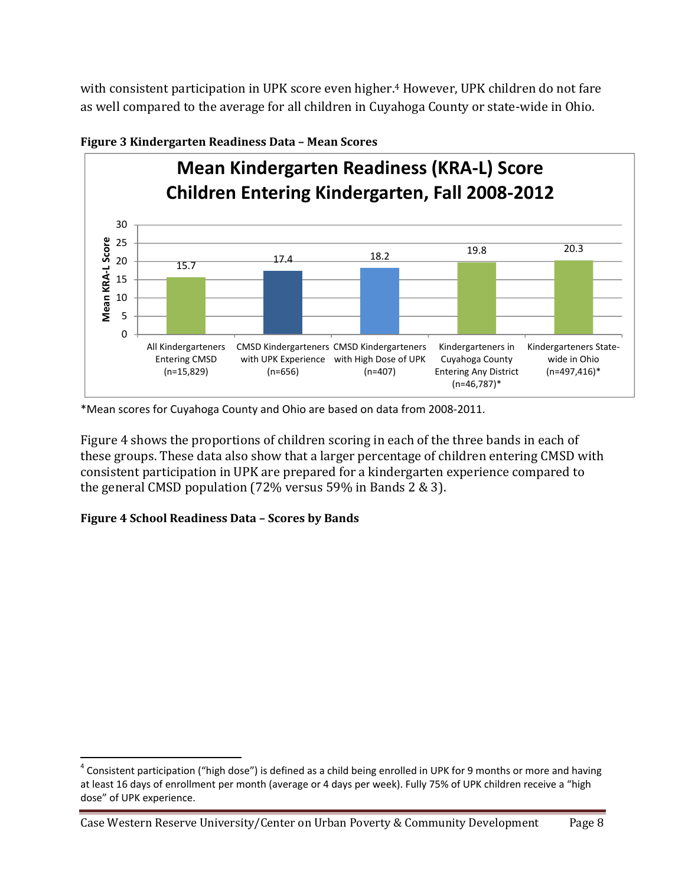with consistent participation in UPK score even higher.[4] However, UPK children do not fare as well compared to the average for all children in Cuyahoga County or state-wide in Ohio.

**Figure 3 Kindergarten Readiness Data – Mean Scores**

| Group | Mean KRA-L Score |
|---|---|
| All Kindergarteners Entering CMSD (n=15,829) | 15.7 |
| CMSD Kindergarteners with UPK Experience (n=656) | 17.4 |
| CMSD Kindergarteners with High Dose of UPK (n=407) | 18.2 |
| Kindergarteners in Cuyahoga County Entering Any District (n=46,787)* | 19.8 |
| Kindergarteners State-wide in Ohio (n=497,416)* | 20.3 |

Mean Kindergarten Readiness (KRA-L) Score Children Entering Kindergarten, Fall 2008-2012

*Mean scores for Cuyahoga County and Ohio are based on data from 2008-2011.

Figure 4 shows the proportions of children scoring in each of the three bands in each of these groups. These data also show that a larger percentage of children entering CMSD with consistent participation in UPK are prepared for a kindergarten experience compared to the general CMSD population (72% versus 59% in Bands 2 & 3).

**Figure 4 School Readiness Data – Scores by Bands**

[4] Consistent participation ("high dose") is defined as a child being enrolled in UPK for 9 months or more and having at least 16 days of enrollment per month (average or 4 days per week). Fully 75% of UPK children receive a "high dose" of UPK experience.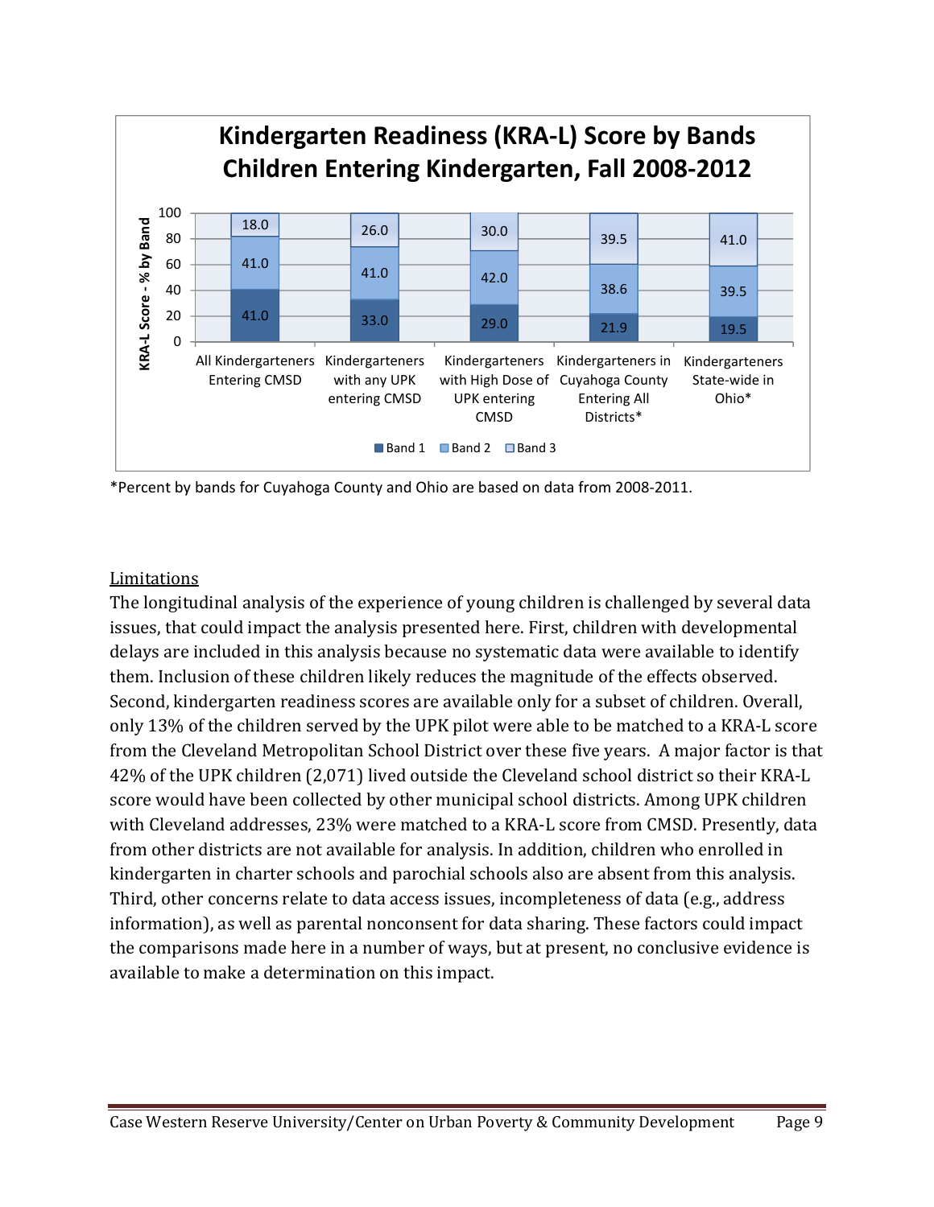Kindergarten Readiness (KRA-L) Score by Bands
Children Entering Kindergarten, Fall 2008-2012

KRA-L Score - % by Band

100
80
60
40
20
0

All Kindergarteners Entering CMSD: 41.0, 41.0, 18.0
Kindergarteners with any UPK entering CMSD: 33.0, 41.0, 26.0
Kindergarteners with High Dose of UPK entering CMSD: 29.0, 42.0, 30.0
Kindergarteners in Cuyahoga County Entering All Districts*: 21.9, 38.6, 39.5
Kindergarteners State-wide in Ohio*: 19.5, 39.5, 41.0

Band 1 Band 2 Band 3

*Percent by bands for Cuyahoga County and Ohio are based on data from 2008-2011.

Limitations

The longitudinal analysis of the experience of young children is challenged by several data issues, that could impact the analysis presented here. First, children with developmental delays are included in this analysis because no systematic data were available to identify them. Inclusion of these children likely reduces the magnitude of the effects observed. Second, kindergarten readiness scores are available only for a subset of children. Overall, only 13% of the children served by the UPK pilot were able to be matched to a KRA-L score from the Cleveland Metropolitan School District over these five years. A major factor is that 42% of the UPK children (2,071) lived outside the Cleveland school district so their KRA-L score would have been collected by other municipal school districts. Among UPK children with Cleveland addresses, 23% were matched to a KRA-L score from CMSD. Presently, data from other districts are not available for analysis. In addition, children who enrolled in kindergarten in charter schools and parochial schools also are absent from this analysis. Third, other concerns relate to data access issues, incompleteness of data (e.g., address information), as well as parental nonconsent for data sharing. These factors could impact the comparisons made here in a number of ways, but at present, no conclusive evidence is available to make a determination on this impact.